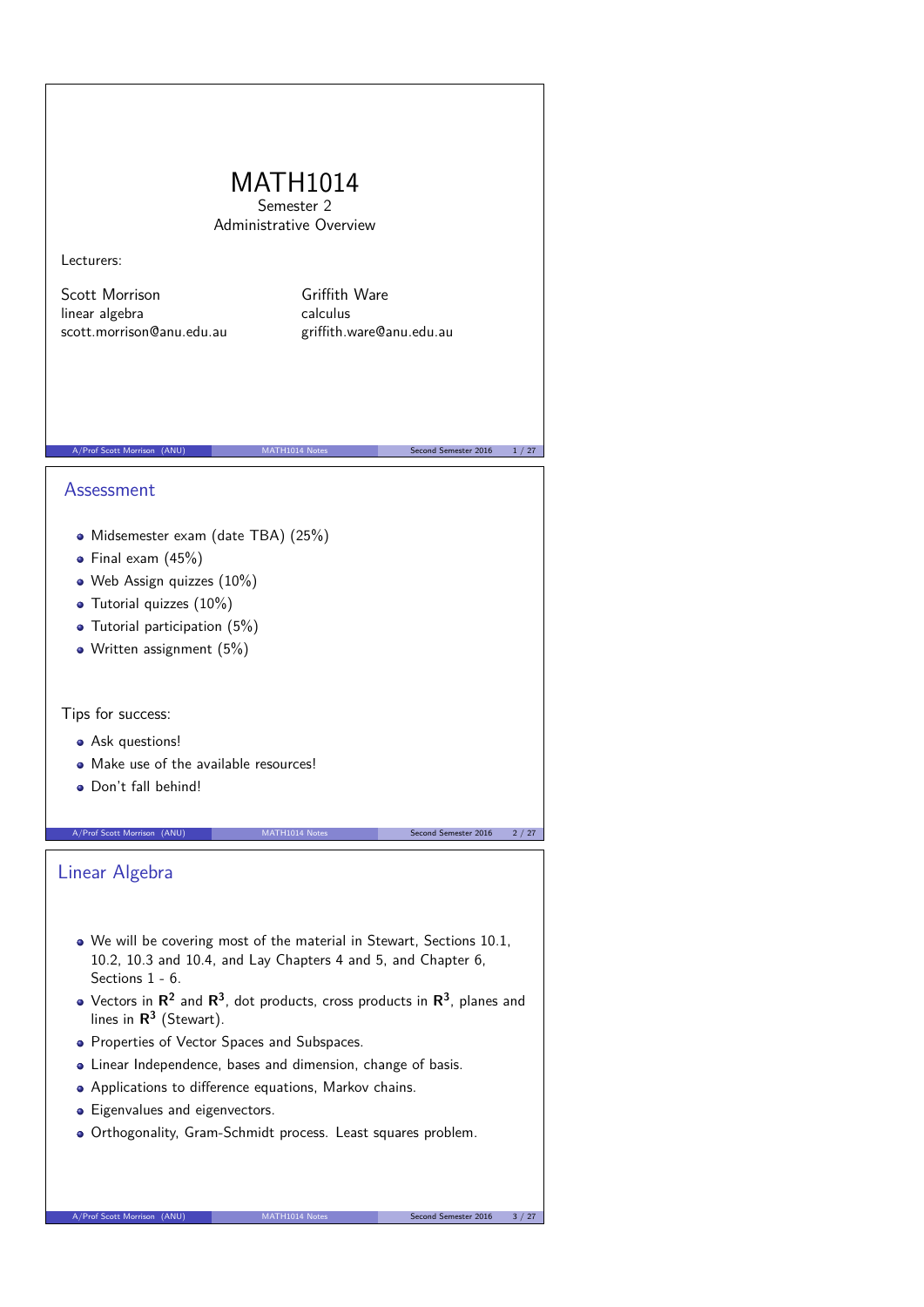# MATH1014

Semester 2

Administrative Overview

Lecturers:

Scott Morrison
linear algebra
scott.morrison@anu.edu.au

Griffith Ware
calculus
griffith.ware@anu.edu.au

## Assessment

- Midsemester exam (date TBA) (25%)
- Final exam (45%)
- Web Assign quizzes (10%)
- Tutorial quizzes (10%)
- Tutorial participation (5%)
- Written assignment (5%)

Tips for success:

- Ask questions!
- Make use of the available resources!
- Don't fall behind!

## Linear Algebra

- We will be covering most of the material in Stewart, Sections 10.1, 10.2, 10.3 and 10.4, and Lay Chapters 4 and 5, and Chapter 6, Sections 1 - 6.
- Vectors in $\mathbf{R}^2$ and $\mathbf{R}^3$, dot products, cross products in $\mathbf{R}^3$, planes and lines in $\mathbf{R}^3$ (Stewart).
- Properties of Vector Spaces and Subspaces.
- Linear Independence, bases and dimension, change of basis.
- Applications to difference equations, Markov chains.
- Eigenvalues and eigenvectors.
- Orthogonality, Gram-Schmidt process. Least squares problem.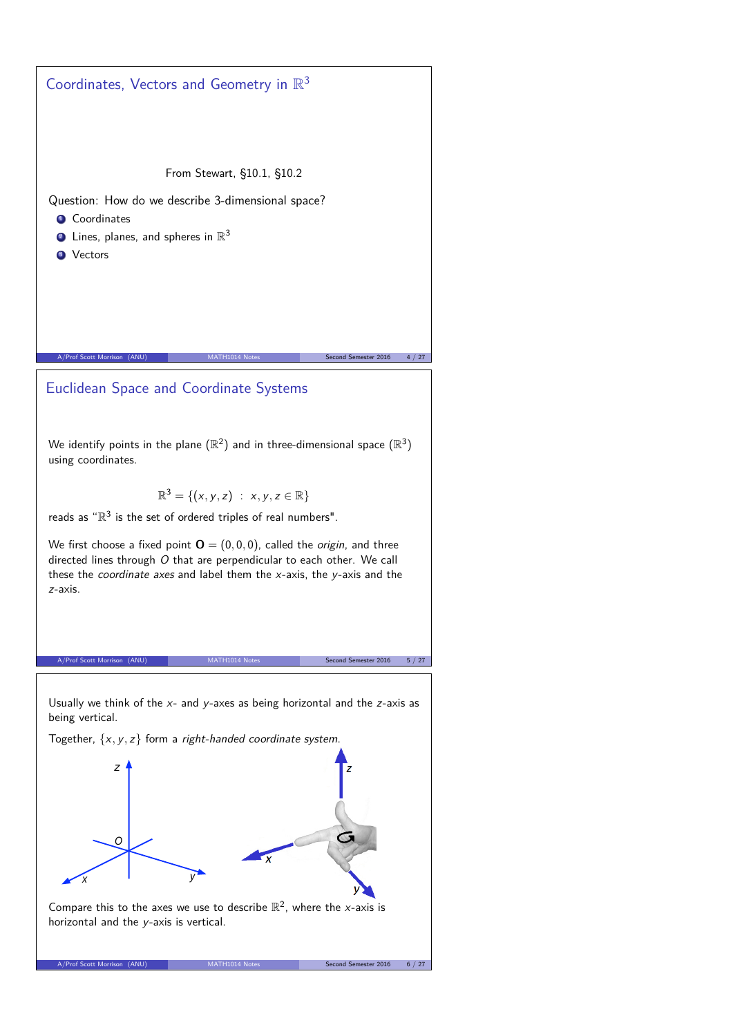## Coordinates, Vectors and Geometry in $\mathbb{R}^3$

From Stewart, §10.1, §10.2

Question: How do we describe 3-dimensional space?

1. Coordinates
2. Lines, planes, and spheres in $\mathbb{R}^3$
3. Vectors

## Euclidean Space and Coordinate Systems

We identify points in the plane ($\mathbb{R}^2$) and in three-dimensional space ($\mathbb{R}^3$) using coordinates.

$$\mathbb{R}^3 = \{(x, y, z) \ : \ x, y, z \in \mathbb{R}\}$$

reads as "$\mathbb{R}^3$ is the set of ordered triples of real numbers".

We first choose a fixed point $\mathbf{O} = (0, 0, 0)$, called the *origin*, and three directed lines through $O$ that are perpendicular to each other. We call these the *coordinate axes* and label them the $x$-axis, the $y$-axis and the $z$-axis.

Usually we think of the $x$- and $y$-axes as being horizontal and the $z$-axis as being vertical.

Together, $\{x, y, z\}$ form a *right-handed coordinate system*.

Compare this to the axes we use to describe $\mathbb{R}^2$, where the $x$-axis is horizontal and the $y$-axis is vertical.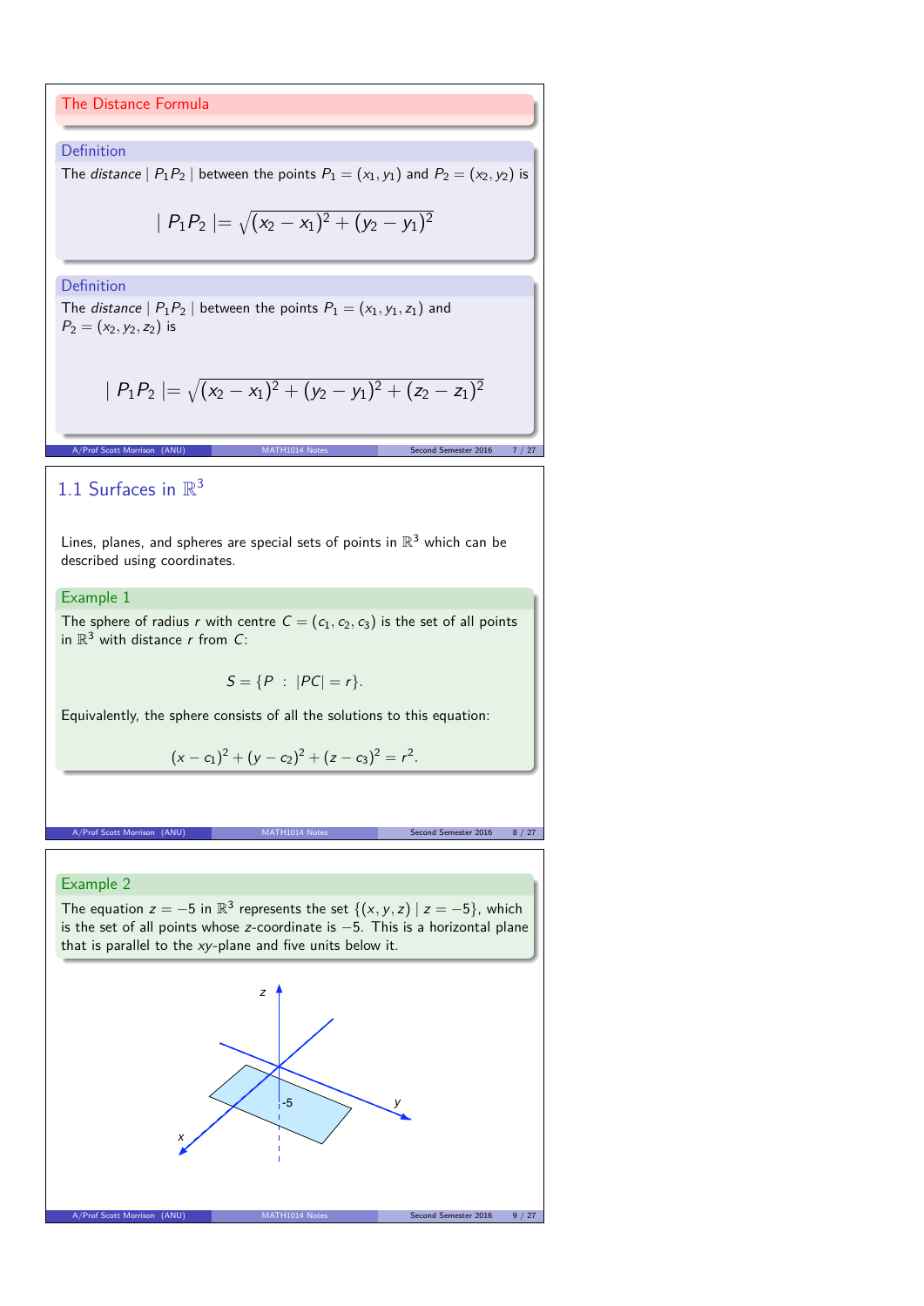## The Distance Formula

### Definition

The *distance* $| P_1P_2 |$ between the points $P_1 = (x_1, y_1)$ and $P_2 = (x_2, y_2)$ is

$$| P_1P_2 | = \sqrt{(x_2 - x_1)^2 + (y_2 - y_1)^2}$$

### Definition

The *distance* $| P_1P_2 |$ between the points $P_1 = (x_1, y_1, z_1)$ and $P_2 = (x_2, y_2, z_2)$ is

$$| P_1P_2 | = \sqrt{(x_2 - x_1)^2 + (y_2 - y_1)^2 + (z_2 - z_1)^2}$$

## 1.1 Surfaces in $\mathbb{R}^3$

Lines, planes, and spheres are special sets of points in $\mathbb{R}^3$ which can be described using coordinates.

### Example 1

The sphere of radius $r$ with centre $C = (c_1, c_2, c_3)$ is the set of all points in $\mathbb{R}^3$ with distance $r$ from $C$:

$$S = \{P \;:\; |PC| = r\}.$$

Equivalently, the sphere consists of all the solutions to this equation:

$$(x - c_1)^2 + (y - c_2)^2 + (z - c_3)^2 = r^2.$$

### Example 2

The equation $z = -5$ in $\mathbb{R}^3$ represents the set $\{(x, y, z) \mid z = -5\}$, which is the set of all points whose $z$-coordinate is $-5$. This is a horizontal plane that is parallel to the $xy$-plane and five units below it.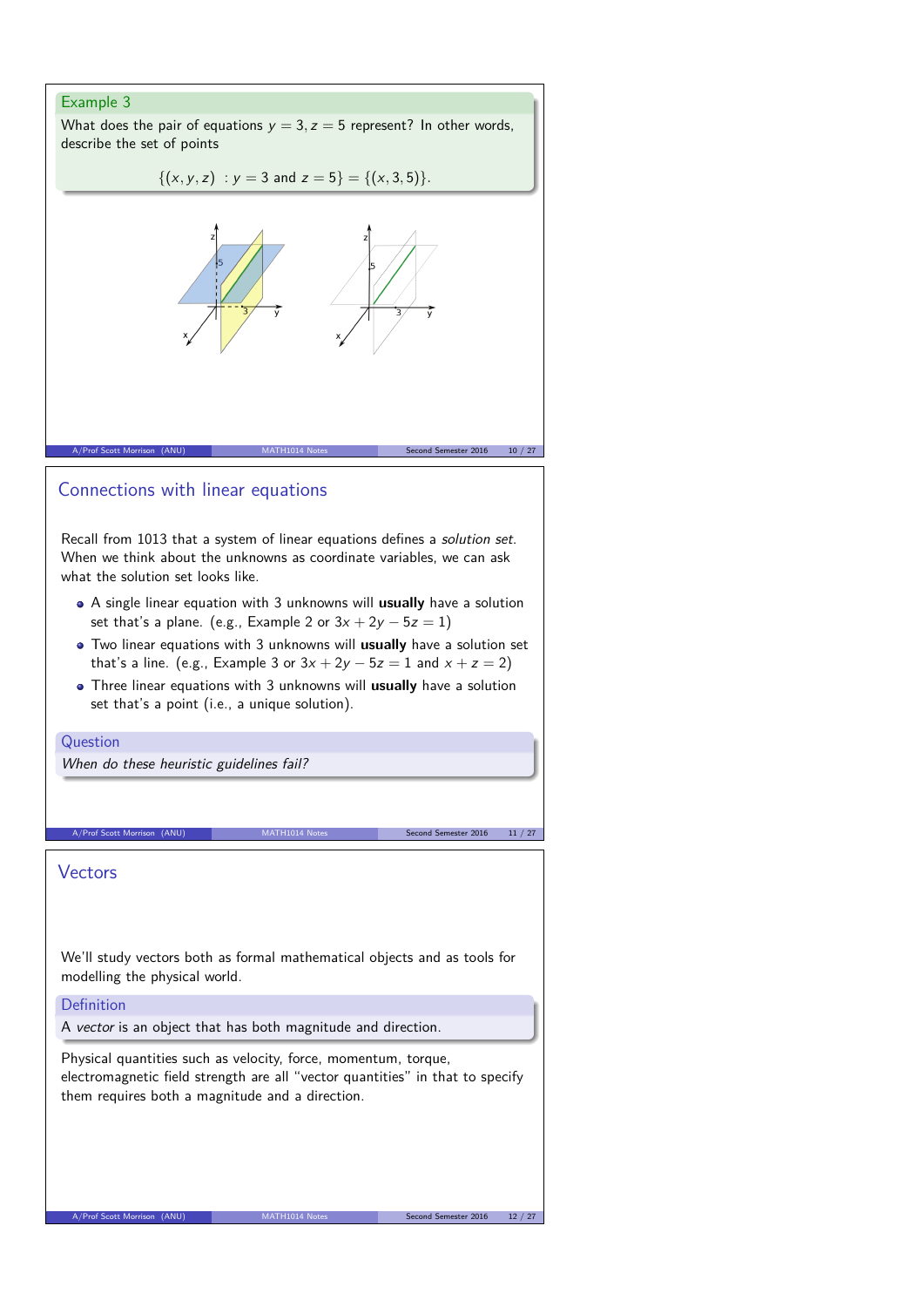### Example 3

What does the pair of equations $y = 3, z = 5$ represent? In other words, describe the set of points

$$\{(x, y, z) \ : y = 3 \text{ and } z = 5\} = \{(x, 3, 5)\}.$$

## Connections with linear equations

Recall from 1013 that a system of linear equations defines a *solution set*. When we think about the unknowns as coordinate variables, we can ask what the solution set looks like.

- A single linear equation with 3 unknowns will **usually** have a solution set that's a plane. (e.g., Example 2 or $3x + 2y - 5z = 1$)
- Two linear equations with 3 unknowns will **usually** have a solution set that's a line. (e.g., Example 3 or $3x + 2y - 5z = 1$ and $x + z = 2$)
- Three linear equations with 3 unknowns will **usually** have a solution set that's a point (i.e., a unique solution).

### Question

*When do these heuristic guidelines fail?*

## Vectors

We'll study vectors both as formal mathematical objects and as tools for modelling the physical world.

### Definition

A *vector* is an object that has both magnitude and direction.

Physical quantities such as velocity, force, momentum, torque, electromagnetic field strength are all "vector quantities" in that to specify them requires both a magnitude and a direction.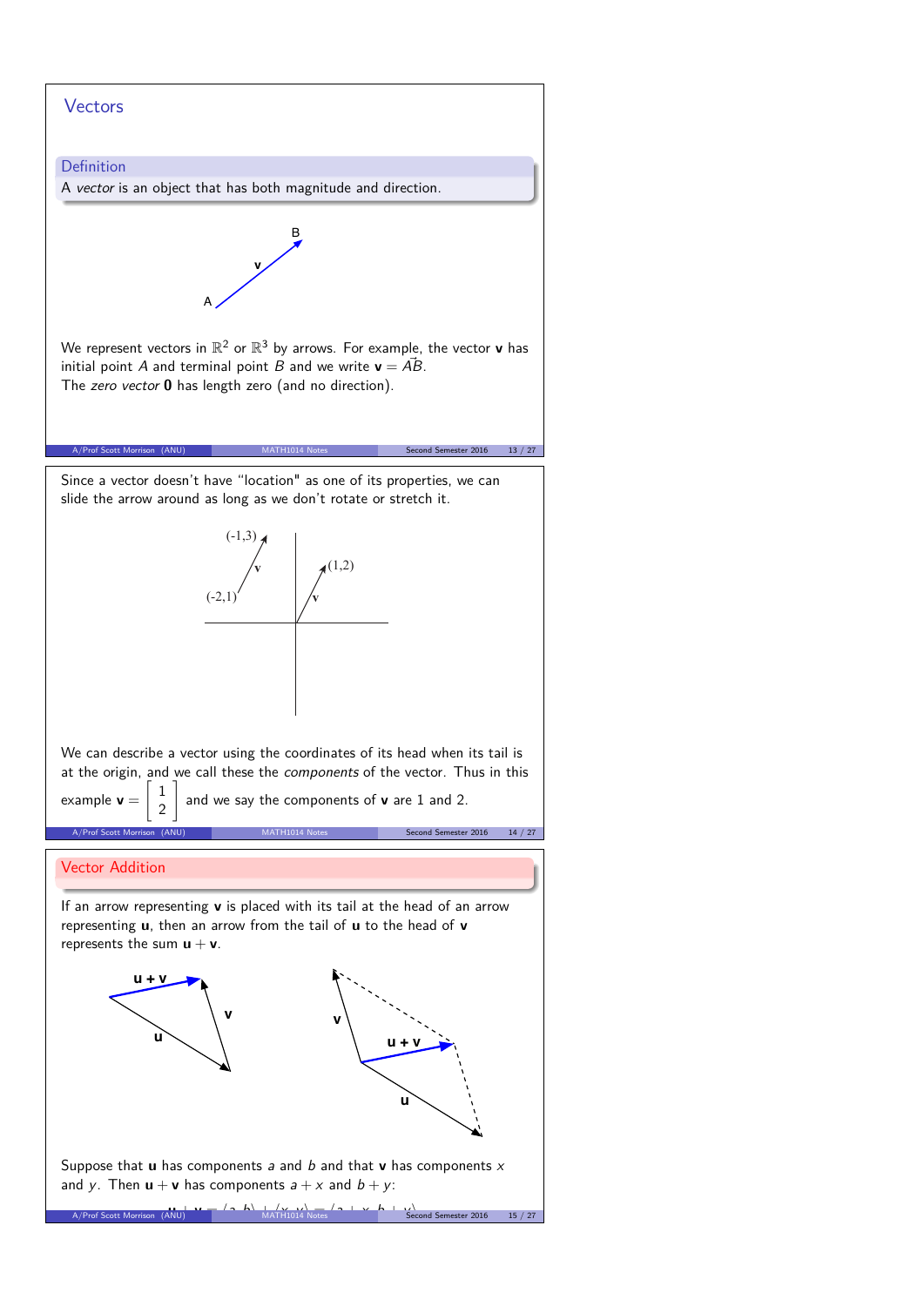## Vectors

**Definition**

A *vector* is an object that has both magnitude and direction.

We represent vectors in $\mathbb{R}^2$ or $\mathbb{R}^3$ by arrows. For example, the vector $\mathbf{v}$ has initial point $A$ and terminal point $B$ and we write $\mathbf{v} = \vec{AB}$.

The *zero vector* $\mathbf{0}$ has length zero (and no direction).

Since a vector doesn't have "location" as one of its properties, we can slide the arrow around as long as we don't rotate or stretch it.

We can describe a vector using the coordinates of its head when its tail is at the origin, and we call these the *components* of the vector. Thus in this example $\mathbf{v} = \begin{bmatrix} 1 \\ 2 \end{bmatrix}$ and we say the components of $\mathbf{v}$ are 1 and 2.

## Vector Addition

If an arrow representing $\mathbf{v}$ is placed with its tail at the head of an arrow representing $\mathbf{u}$, then an arrow from the tail of $\mathbf{u}$ to the head of $\mathbf{v}$ represents the sum $\mathbf{u} + \mathbf{v}$.

Suppose that $\mathbf{u}$ has components $a$ and $b$ and that $\mathbf{v}$ has components $x$ and $y$. Then $\mathbf{u} + \mathbf{v}$ has components $a + x$ and $b + y$:

$$\mathbf{u} + \mathbf{v} = \langle a, b \rangle + \langle x, y \rangle = \langle a + x, b + y \rangle$$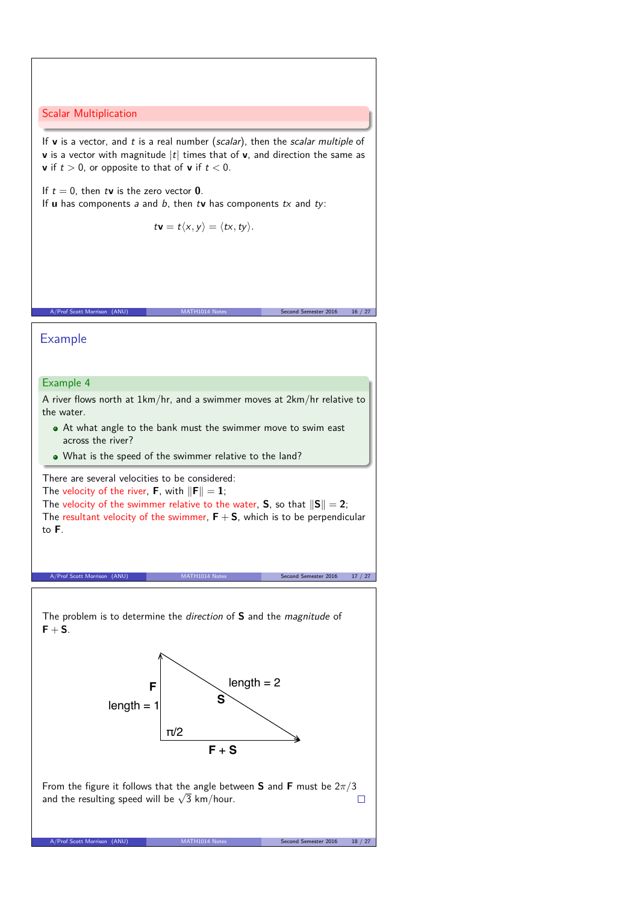### Scalar Multiplication

If **v** is a vector, and $t$ is a real number (*scalar*), then the *scalar multiple* of **v** is a vector with magnitude $|t|$ times that of **v**, and direction the same as **v** if $t > 0$, or opposite to that of **v** if $t < 0$.

If $t = 0$, then $t\mathbf{v}$ is the zero vector $\mathbf{0}$.
If **u** has components $a$ and $b$, then $t\mathbf{v}$ has components $tx$ and $ty$:

$$t\mathbf{v} = t\langle x, y\rangle = \langle tx, ty\rangle.$$

## Example

### Example 4

A river flows north at 1km/hr, and a swimmer moves at 2km/hr relative to the water.

- At what angle to the bank must the swimmer move to swim east across the river?
- What is the speed of the swimmer relative to the land?

There are several velocities to be considered:
The velocity of the river, **F**, with $\|\mathbf{F}\| = \mathbf{1}$;
The velocity of the swimmer relative to the water, **S**, so that $\|\mathbf{S}\| = \mathbf{2}$;
The resultant velocity of the swimmer, $\mathbf{F} + \mathbf{S}$, which is to be perpendicular to **F**.

The problem is to determine the *direction* of **S** and the *magnitude* of $\mathbf{F} + \mathbf{S}$.

From the figure it follows that the angle between **S** and **F** must be $2\pi/3$ and the resulting speed will be $\sqrt{3}$ km/hour. □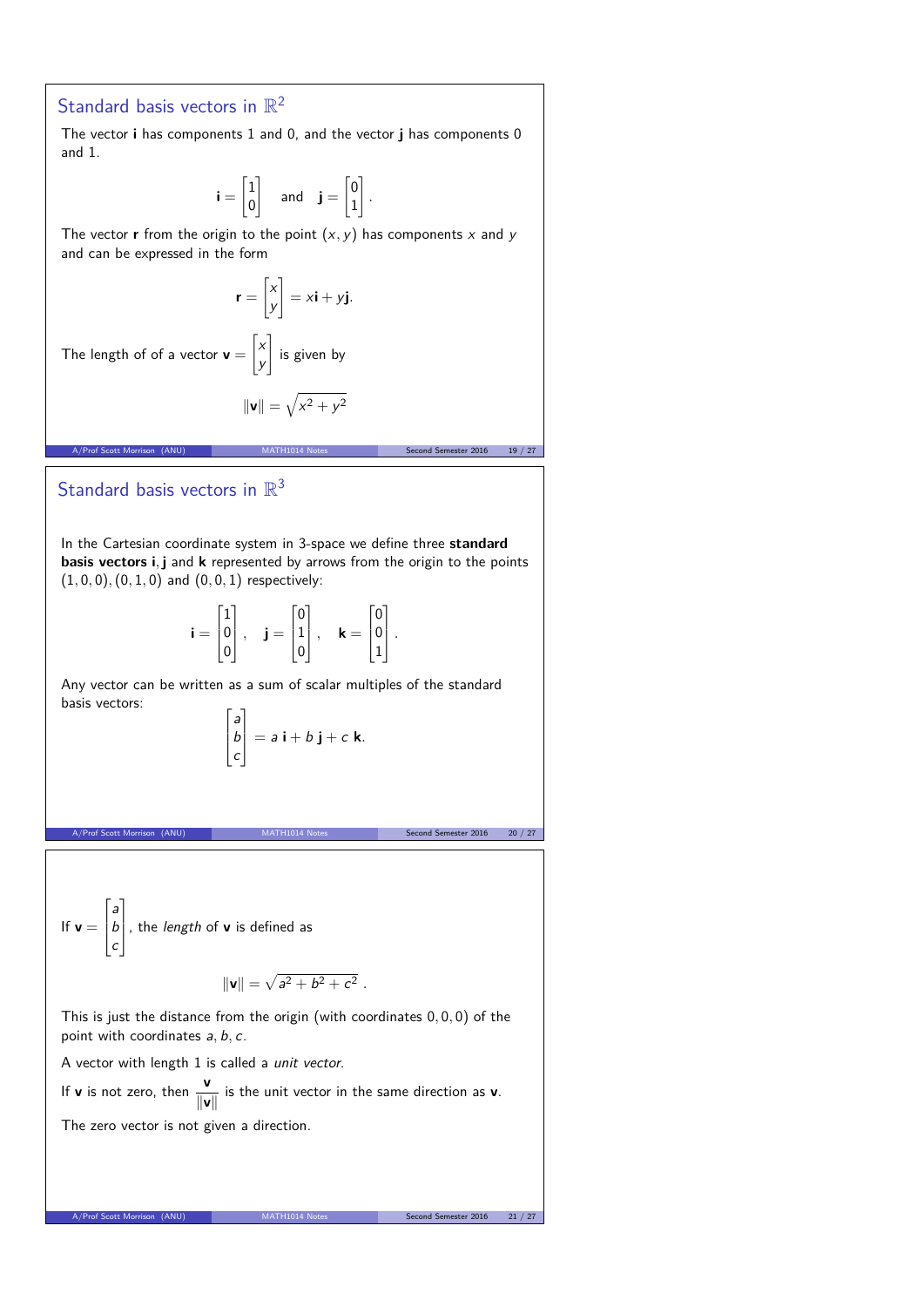## Standard basis vectors in $\mathbb{R}^2$

The vector $\mathbf{i}$ has components 1 and 0, and the vector $\mathbf{j}$ has components 0 and 1.

$$\mathbf{i} = \begin{bmatrix} 1 \\ 0 \end{bmatrix} \quad \text{and} \quad \mathbf{j} = \begin{bmatrix} 0 \\ 1 \end{bmatrix}.$$

The vector $\mathbf{r}$ from the origin to the point $(x, y)$ has components $x$ and $y$ and can be expressed in the form

$$\mathbf{r} = \begin{bmatrix} x \\ y \end{bmatrix} = x\mathbf{i} + y\mathbf{j}.$$

The length of of a vector $\mathbf{v} = \begin{bmatrix} x \\ y \end{bmatrix}$ is given by

$$\|\mathbf{v}\| = \sqrt{x^2 + y^2}$$

## Standard basis vectors in $\mathbb{R}^3$

In the Cartesian coordinate system in 3-space we define three **standard basis vectors i, j** and **k** represented by arrows from the origin to the points $(1, 0, 0), (0, 1, 0)$ and $(0, 0, 1)$ respectively:

$$\mathbf{i} = \begin{bmatrix} 1 \\ 0 \\ 0 \end{bmatrix}, \quad \mathbf{j} = \begin{bmatrix} 0 \\ 1 \\ 0 \end{bmatrix}, \quad \mathbf{k} = \begin{bmatrix} 0 \\ 0 \\ 1 \end{bmatrix}.$$

Any vector can be written as a sum of scalar multiples of the standard basis vectors:

$$\begin{bmatrix} a \\ b \\ c \end{bmatrix} = a\,\mathbf{i} + b\,\mathbf{j} + c\,\mathbf{k}.$$

If $\mathbf{v} = \begin{bmatrix} a \\ b \\ c \end{bmatrix}$, the *length* of $\mathbf{v}$ is defined as

$$\|\mathbf{v}\| = \sqrt{a^2 + b^2 + c^2}\ .$$

This is just the distance from the origin (with coordinates $0, 0, 0$) of the point with coordinates $a, b, c$.

A vector with length 1 is called a *unit vector*.

If $\mathbf{v}$ is not zero, then $\dfrac{\mathbf{v}}{\|\mathbf{v}\|}$ is the unit vector in the same direction as $\mathbf{v}$.

The zero vector is not given a direction.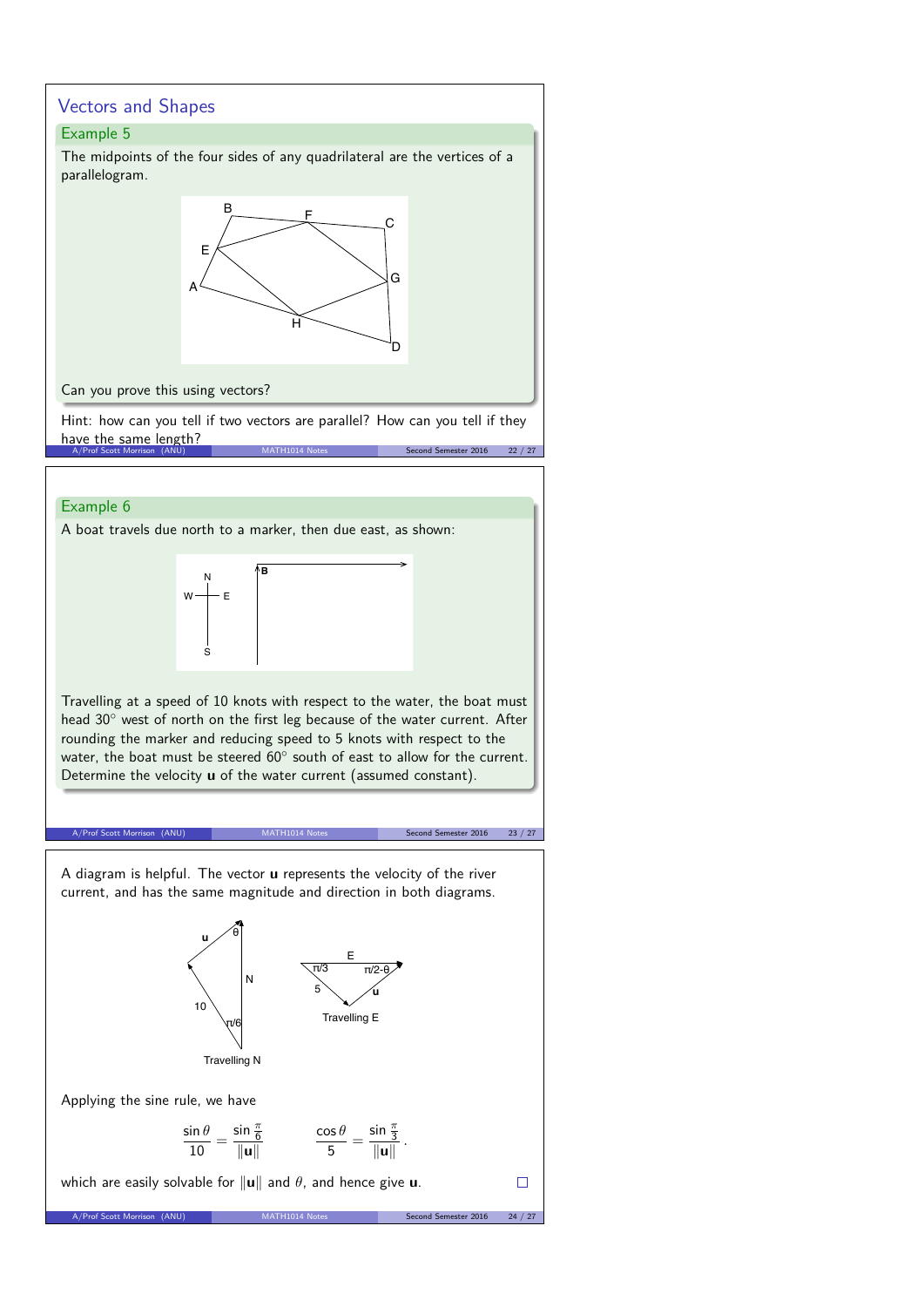## Vectors and Shapes

### Example 5

The midpoints of the four sides of any quadrilateral are the vertices of a parallelogram.

Can you prove this using vectors?

Hint: how can you tell if two vectors are parallel? How can you tell if they have the same length?

### Example 6

A boat travels due north to a marker, then due east, as shown:

Travelling at a speed of 10 knots with respect to the water, the boat must head 30° west of north on the first leg because of the water current. After rounding the marker and reducing speed to 5 knots with respect to the water, the boat must be steered 60° south of east to allow for the current. Determine the velocity $\mathbf{u}$ of the water current (assumed constant).

A diagram is helpful. The vector $\mathbf{u}$ represents the velocity of the river current, and has the same magnitude and direction in both diagrams.

Applying the sine rule, we have

$$\frac{\sin\theta}{10} = \frac{\sin\frac{\pi}{6}}{\|\mathbf{u}\|} \qquad \frac{\cos\theta}{5} = \frac{\sin\frac{\pi}{3}}{\|\mathbf{u}\|}.$$

which are easily solvable for $\|\mathbf{u}\|$ and $\theta$, and hence give $\mathbf{u}$. □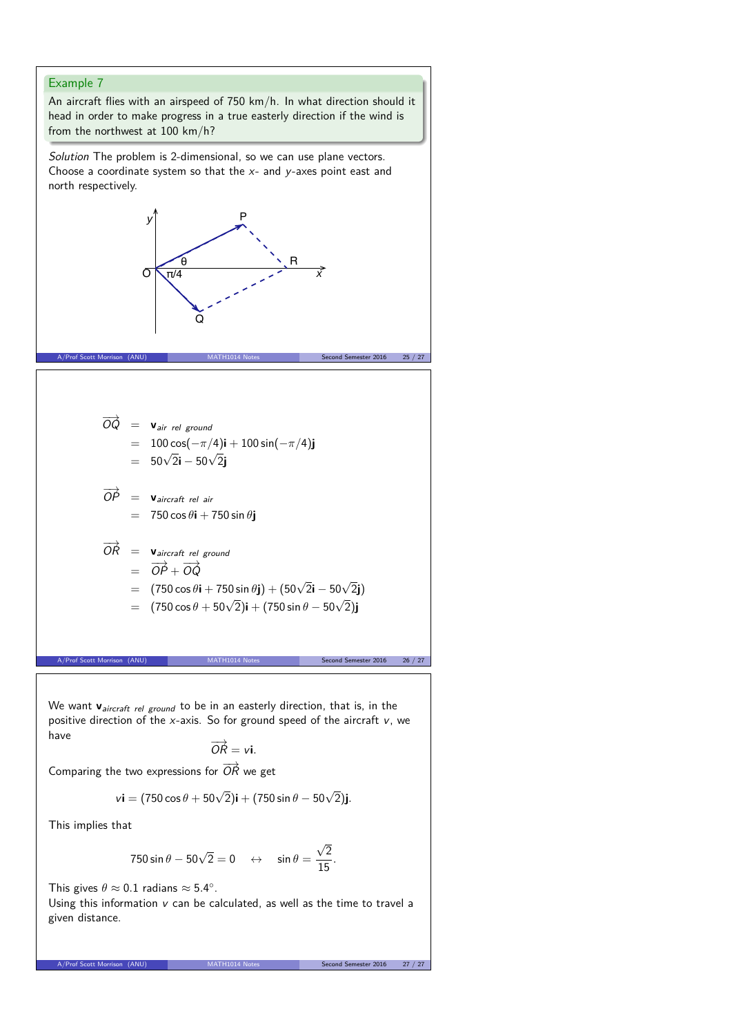## Example 7

An aircraft flies with an airspeed of 750 km/h. In what direction should it head in order to make progress in a true easterly direction if the wind is from the northwest at 100 km/h?

*Solution* The problem is 2-dimensional, so we can use plane vectors. Choose a coordinate system so that the $x$- and $y$-axes point east and north respectively.

y
P
θ
R
O
π/4
x
Q

$$
\begin{aligned}
\overrightarrow{OQ} &= \mathbf{v}_{air\ rel\ ground} \\
&= 100\cos(-\pi/4)\mathbf{i} + 100\sin(-\pi/4)\mathbf{j} \\
&= 50\sqrt{2}\mathbf{i} - 50\sqrt{2}\mathbf{j}
\end{aligned}
$$

$$
\begin{aligned}
\overrightarrow{OP} &= \mathbf{v}_{aircraft\ rel\ air} \\
&= 750\cos\theta\mathbf{i} + 750\sin\theta\mathbf{j}
\end{aligned}
$$

$$
\begin{aligned}
\overrightarrow{OR} &= \mathbf{v}_{aircraft\ rel\ ground} \\
&= \overrightarrow{OP} + \overrightarrow{OQ} \\
&= (750\cos\theta\mathbf{i} + 750\sin\theta\mathbf{j}) + (50\sqrt{2}\mathbf{i} - 50\sqrt{2}\mathbf{j}) \\
&= (750\cos\theta + 50\sqrt{2})\mathbf{i} + (750\sin\theta - 50\sqrt{2})\mathbf{j}
\end{aligned}
$$

We want $\mathbf{v}_{aircraft\ rel\ ground}$ to be in an easterly direction, that is, in the positive direction of the $x$-axis. So for ground speed of the aircraft $v$, we have

$$\overrightarrow{OR} = v\mathbf{i}.$$

Comparing the two expressions for $\overrightarrow{OR}$ we get

$$v\mathbf{i} = (750\cos\theta + 50\sqrt{2})\mathbf{i} + (750\sin\theta - 50\sqrt{2})\mathbf{j}.$$

This implies that

$$750\sin\theta - 50\sqrt{2} = 0 \quad \leftrightarrow \quad \sin\theta = \frac{\sqrt{2}}{15}.$$

This gives $\theta \approx 0.1$ radians $\approx 5.4^\circ$.
Using this information $v$ can be calculated, as well as the time to travel a given distance.